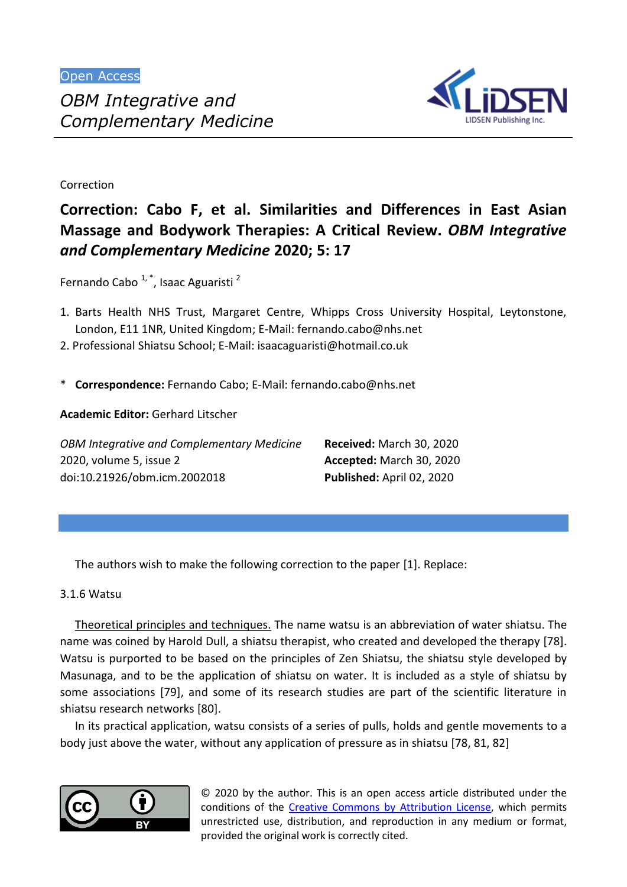Open Access

*OBM Integrative and Complementary Medicine*

Correction

# Correction: Cabo F, et al. Similarities and Differences in East Asian Massage and Bodywork Therapies: A Critical Review. *OBM Integrative and Complementary Medicine* 2020; 5: 17

Fernando Cabo [1,*], Isaac Aguaristi [2]

1. Barts Health NHS Trust, Margaret Centre, Whipps Cross University Hospital, Leytonstone, London, E11 1NR, United Kingdom; E-Mail: fernando.cabo@nhs.net
2. Professional Shiatsu School; E-Mail: isaacaguaristi@hotmail.co.uk

\* **Correspondence:** Fernando Cabo; E-Mail: fernando.cabo@nhs.net

**Academic Editor:** Gerhard Litscher

*OBM Integrative and Complementary Medicine*
2020, volume 5, issue 2
doi:10.21926/obm.icm.2002018

**Received:** March 30, 2020
**Accepted:** March 30, 2020
**Published:** April 02, 2020

The authors wish to make the following correction to the paper [1]. Replace:

3.1.6 Watsu

Theoretical principles and techniques. The name watsu is an abbreviation of water shiatsu. The name was coined by Harold Dull, a shiatsu therapist, who created and developed the therapy [78]. Watsu is purported to be based on the principles of Zen Shiatsu, the shiatsu style developed by Masunaga, and to be the application of shiatsu on water. It is included as a style of shiatsu by some associations [79], and some of its research studies are part of the scientific literature in shiatsu research networks [80].

In its practical application, watsu consists of a series of pulls, holds and gentle movements to a body just above the water, without any application of pressure as in shiatsu [78, 81, 82]

© 2020 by the author. This is an open access article distributed under the conditions of the Creative Commons by Attribution License, which permits unrestricted use, distribution, and reproduction in any medium or format, provided the original work is correctly cited.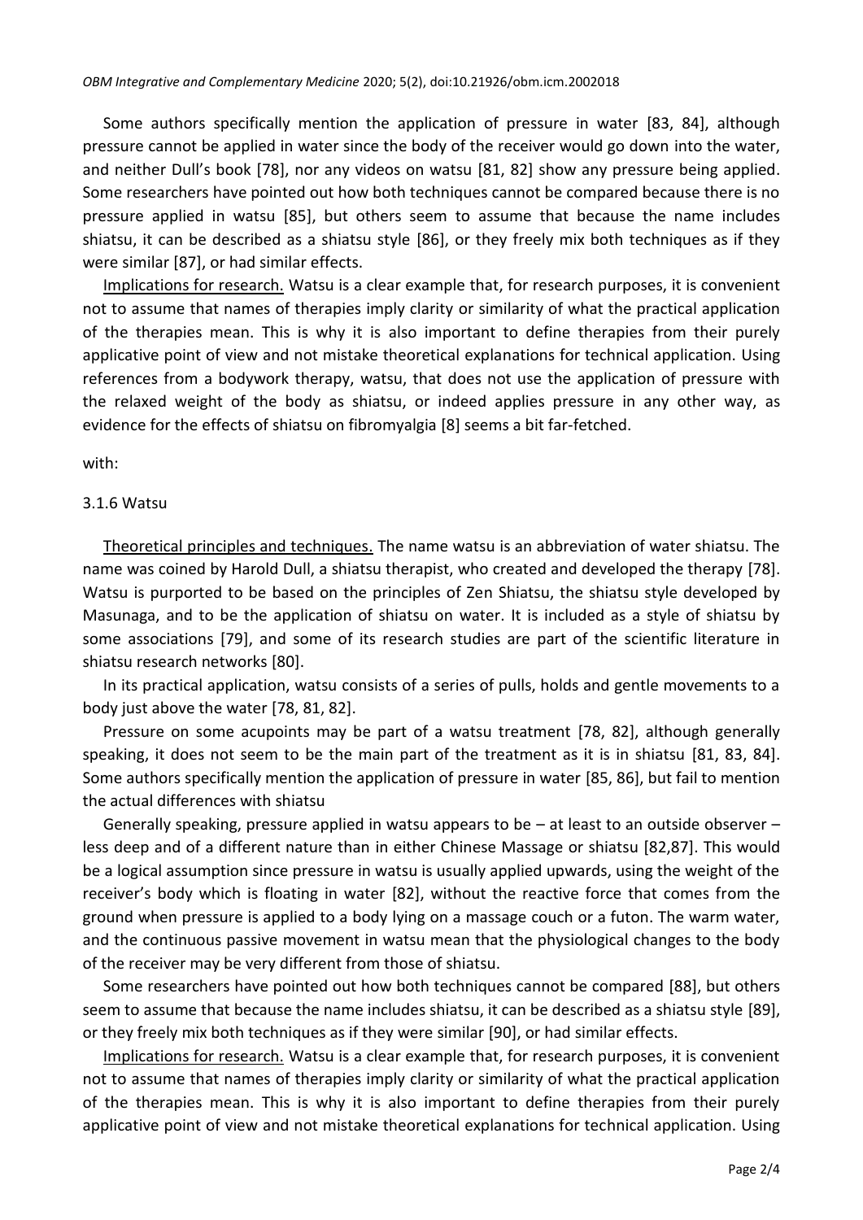Some authors specifically mention the application of pressure in water [83, 84], although pressure cannot be applied in water since the body of the receiver would go down into the water, and neither Dull's book [78], nor any videos on watsu [81, 82] show any pressure being applied. Some researchers have pointed out how both techniques cannot be compared because there is no pressure applied in watsu [85], but others seem to assume that because the name includes shiatsu, it can be described as a shiatsu style [86], or they freely mix both techniques as if they were similar [87], or had similar effects.

Implications for research. Watsu is a clear example that, for research purposes, it is convenient not to assume that names of therapies imply clarity or similarity of what the practical application of the therapies mean. This is why it is also important to define therapies from their purely applicative point of view and not mistake theoretical explanations for technical application. Using references from a bodywork therapy, watsu, that does not use the application of pressure with the relaxed weight of the body as shiatsu, or indeed applies pressure in any other way, as evidence for the effects of shiatsu on fibromyalgia [8] seems a bit far-fetched.

with:

3.1.6 Watsu

Theoretical principles and techniques. The name watsu is an abbreviation of water shiatsu. The name was coined by Harold Dull, a shiatsu therapist, who created and developed the therapy [78]. Watsu is purported to be based on the principles of Zen Shiatsu, the shiatsu style developed by Masunaga, and to be the application of shiatsu on water. It is included as a style of shiatsu by some associations [79], and some of its research studies are part of the scientific literature in shiatsu research networks [80].

In its practical application, watsu consists of a series of pulls, holds and gentle movements to a body just above the water [78, 81, 82].

Pressure on some acupoints may be part of a watsu treatment [78, 82], although generally speaking, it does not seem to be the main part of the treatment as it is in shiatsu [81, 83, 84]. Some authors specifically mention the application of pressure in water [85, 86], but fail to mention the actual differences with shiatsu

Generally speaking, pressure applied in watsu appears to be – at least to an outside observer – less deep and of a different nature than in either Chinese Massage or shiatsu [82,87]. This would be a logical assumption since pressure in watsu is usually applied upwards, using the weight of the receiver's body which is floating in water [82], without the reactive force that comes from the ground when pressure is applied to a body lying on a massage couch or a futon. The warm water, and the continuous passive movement in watsu mean that the physiological changes to the body of the receiver may be very different from those of shiatsu.

Some researchers have pointed out how both techniques cannot be compared [88], but others seem to assume that because the name includes shiatsu, it can be described as a shiatsu style [89], or they freely mix both techniques as if they were similar [90], or had similar effects.

Implications for research. Watsu is a clear example that, for research purposes, it is convenient not to assume that names of therapies imply clarity or similarity of what the practical application of the therapies mean. This is why it is also important to define therapies from their purely applicative point of view and not mistake theoretical explanations for technical application. Using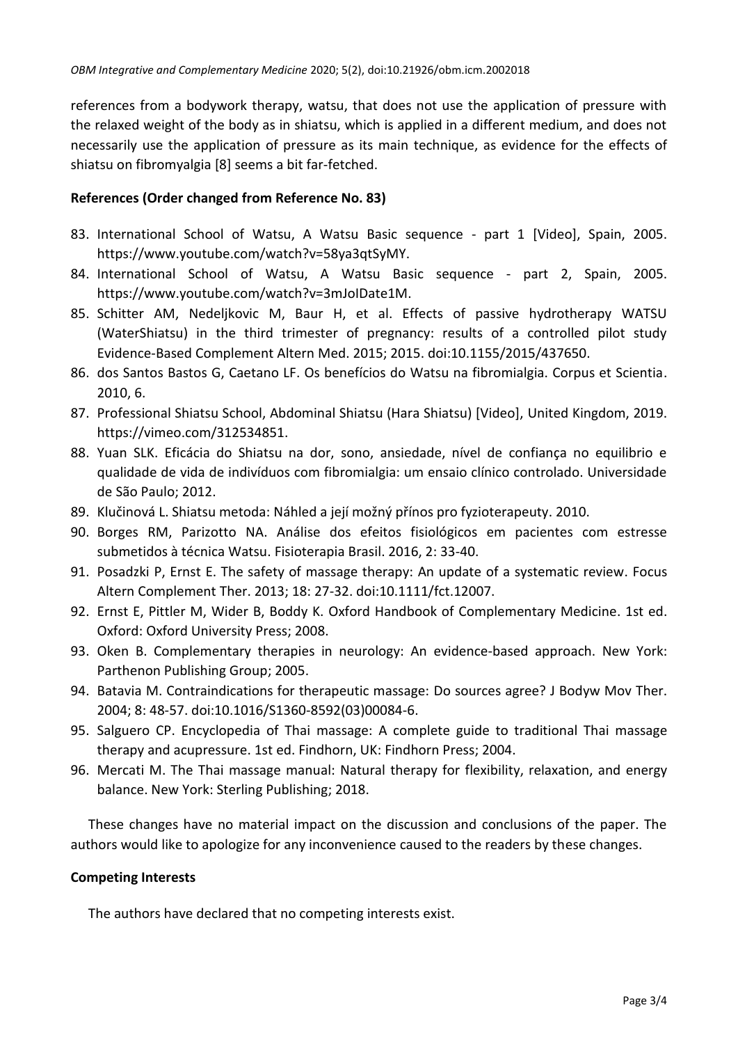references from a bodywork therapy, watsu, that does not use the application of pressure with the relaxed weight of the body as in shiatsu, which is applied in a different medium, and does not necessarily use the application of pressure as its main technique, as evidence for the effects of shiatsu on fibromyalgia [8] seems a bit far-fetched.

**References (Order changed from Reference No. 83)**

83. International School of Watsu, A Watsu Basic sequence - part 1 [Video], Spain, 2005. https://www.youtube.com/watch?v=58ya3qtSyMY.
84. International School of Watsu, A Watsu Basic sequence - part 2, Spain, 2005. https://www.youtube.com/watch?v=3mJoIDate1M.
85. Schitter AM, Nedeljkovic M, Baur H, et al. Effects of passive hydrotherapy WATSU (WaterShiatsu) in the third trimester of pregnancy: results of a controlled pilot study Evidence-Based Complement Altern Med. 2015; 2015. doi:10.1155/2015/437650.
86. dos Santos Bastos G, Caetano LF. Os benefícios do Watsu na fibromialgia. Corpus et Scientia. 2010, 6.
87. Professional Shiatsu School, Abdominal Shiatsu (Hara Shiatsu) [Video], United Kingdom, 2019. https://vimeo.com/312534851.
88. Yuan SLK. Eficácia do Shiatsu na dor, sono, ansiedade, nível de confiança no equilibrio e qualidade de vida de indivíduos com fibromialgia: um ensaio clínico controlado. Universidade de São Paulo; 2012.
89. Klučinová L. Shiatsu metoda: Náhled a její možný přínos pro fyzioterapeuty. 2010.
90. Borges RM, Parizotto NA. Análise dos efeitos fisiológicos em pacientes com estresse submetidos à técnica Watsu. Fisioterapia Brasil. 2016, 2: 33-40.
91. Posadzki P, Ernst E. The safety of massage therapy: An update of a systematic review. Focus Altern Complement Ther. 2013; 18: 27-32. doi:10.1111/fct.12007.
92. Ernst E, Pittler M, Wider B, Boddy K. Oxford Handbook of Complementary Medicine. 1st ed. Oxford: Oxford University Press; 2008.
93. Oken B. Complementary therapies in neurology: An evidence-based approach. New York: Parthenon Publishing Group; 2005.
94. Batavia M. Contraindications for therapeutic massage: Do sources agree? J Bodyw Mov Ther. 2004; 8: 48-57. doi:10.1016/S1360-8592(03)00084-6.
95. Salguero CP. Encyclopedia of Thai massage: A complete guide to traditional Thai massage therapy and acupressure. 1st ed. Findhorn, UK: Findhorn Press; 2004.
96. Mercati M. The Thai massage manual: Natural therapy for flexibility, relaxation, and energy balance. New York: Sterling Publishing; 2018.

These changes have no material impact on the discussion and conclusions of the paper. The authors would like to apologize for any inconvenience caused to the readers by these changes.

**Competing Interests**

The authors have declared that no competing interests exist.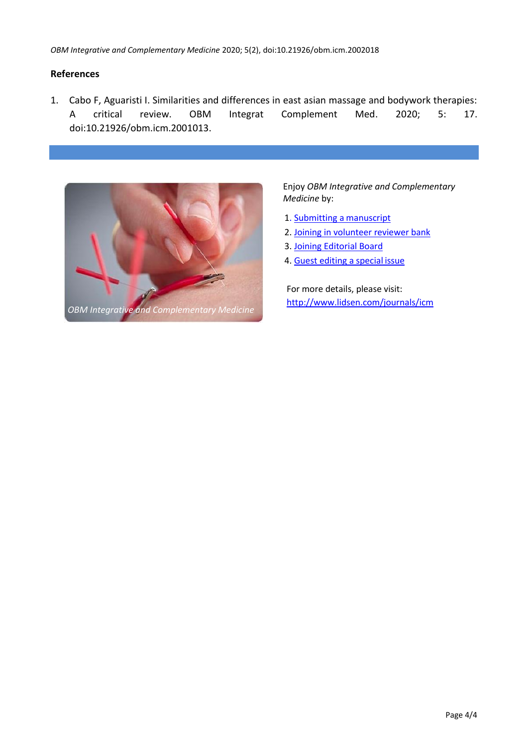## References

1. Cabo F, Aguaristi I. Similarities and differences in east asian massage and bodywork therapies: A critical review. OBM Integrat Complement Med. 2020; 5: 17. doi:10.21926/obm.icm.2001013.

Enjoy *OBM Integrative and Complementary Medicine* by:

1. Submitting a manuscript
2. Joining in volunteer reviewer bank
3. Joining Editorial Board
4. Guest editing a special issue

For more details, please visit:
http://www.lidsen.com/journals/icm